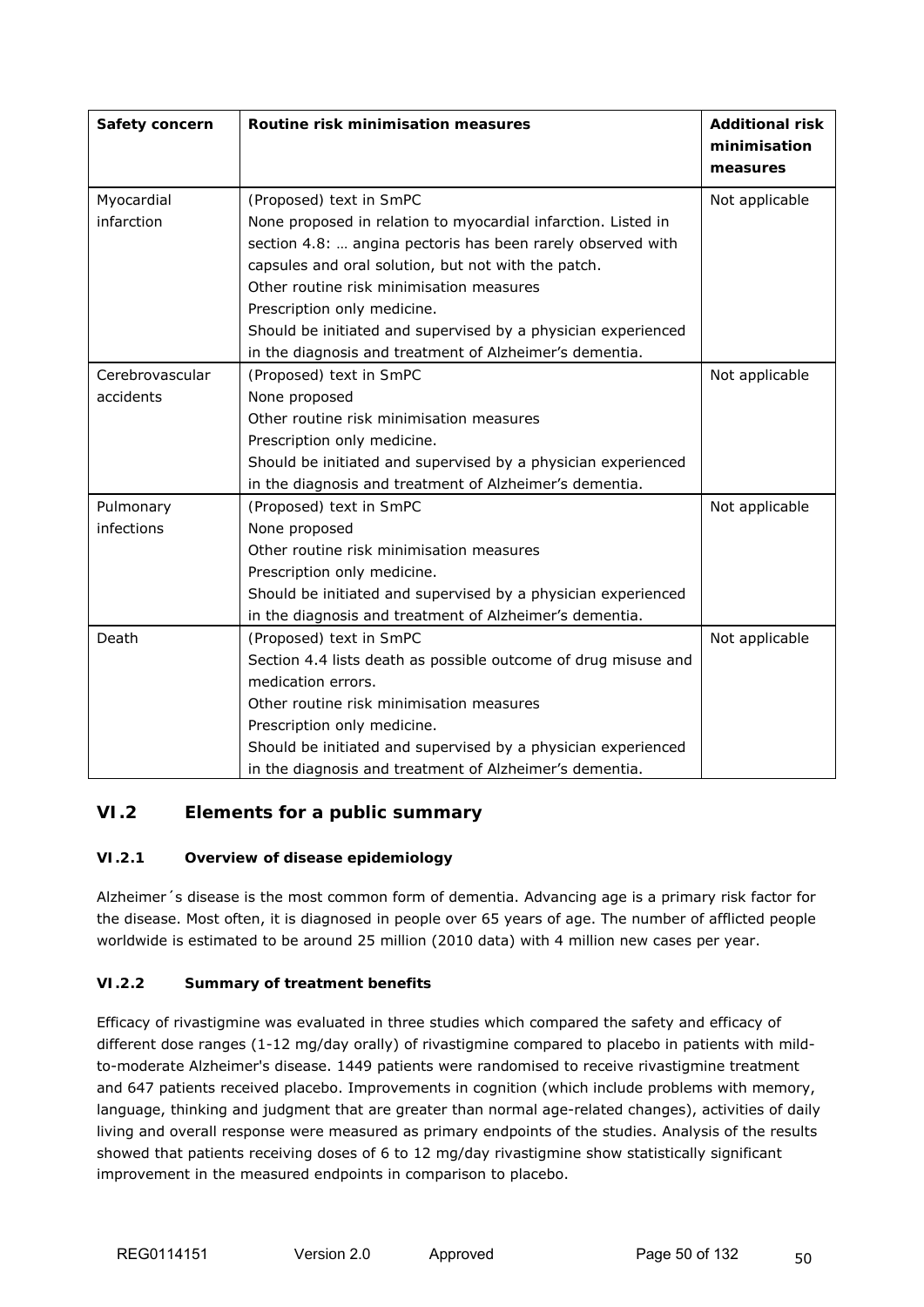| Safety concern | Routine risk minimisation measures | Additional risk minimisation measures |
|---|---|---|
| Myocardial infarction | (Proposed) text in SmPC<br>None proposed in relation to myocardial infarction. Listed in section 4.8: … angina pectoris has been rarely observed with capsules and oral solution, but not with the patch.<br>Other routine risk minimisation measures<br>Prescription only medicine.<br>Should be initiated and supervised by a physician experienced in the diagnosis and treatment of Alzheimer's dementia. | Not applicable |
| Cerebrovascular accidents | (Proposed) text in SmPC<br>None proposed<br>Other routine risk minimisation measures<br>Prescription only medicine.<br>Should be initiated and supervised by a physician experienced in the diagnosis and treatment of Alzheimer's dementia. | Not applicable |
| Pulmonary infections | (Proposed) text in SmPC<br>None proposed<br>Other routine risk minimisation measures<br>Prescription only medicine.<br>Should be initiated and supervised by a physician experienced in the diagnosis and treatment of Alzheimer's dementia. | Not applicable |
| Death | (Proposed) text in SmPC<br>Section 4.4 lists death as possible outcome of drug misuse and medication errors.<br>Other routine risk minimisation measures<br>Prescription only medicine.<br>Should be initiated and supervised by a physician experienced in the diagnosis and treatment of Alzheimer's dementia. | Not applicable |

## VI.2 Elements for a public summary

### VI.2.1 Overview of disease epidemiology

Alzheimer´s disease is the most common form of dementia. Advancing age is a primary risk factor for the disease. Most often, it is diagnosed in people over 65 years of age. The number of afflicted people worldwide is estimated to be around 25 million (2010 data) with 4 million new cases per year.

### VI.2.2 Summary of treatment benefits

Efficacy of rivastigmine was evaluated in three studies which compared the safety and efficacy of different dose ranges (1-12 mg/day orally) of rivastigmine compared to placebo in patients with mild-to-moderate Alzheimer's disease. 1449 patients were randomised to receive rivastigmine treatment and 647 patients received placebo. Improvements in cognition (which include problems with memory, language, thinking and judgment that are greater than normal age-related changes), activities of daily living and overall response were measured as primary endpoints of the studies. Analysis of the results showed that patients receiving doses of 6 to 12 mg/day rivastigmine show statistically significant improvement in the measured endpoints in comparison to placebo.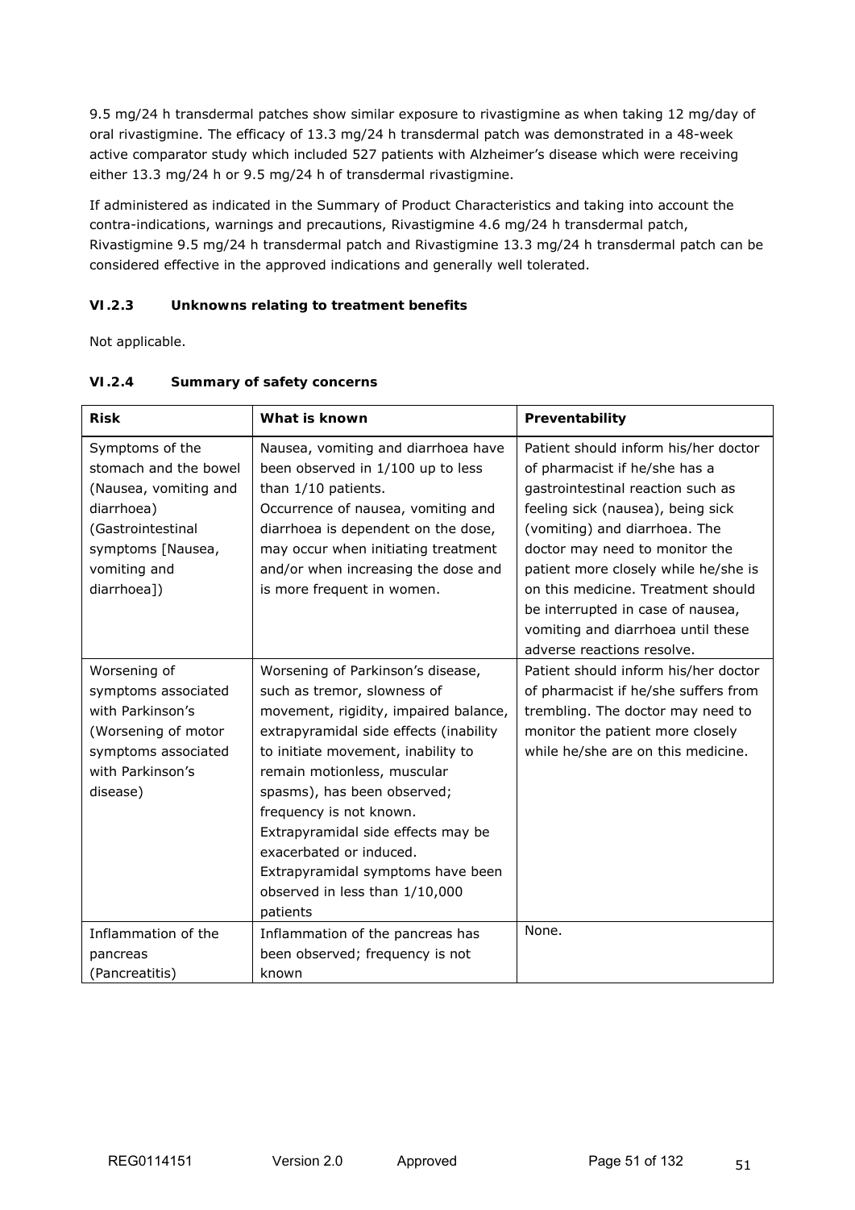9.5 mg/24 h transdermal patches show similar exposure to rivastigmine as when taking 12 mg/day of oral rivastigmine. The efficacy of 13.3 mg/24 h transdermal patch was demonstrated in a 48-week active comparator study which included 527 patients with Alzheimer's disease which were receiving either 13.3 mg/24 h or 9.5 mg/24 h of transdermal rivastigmine.

If administered as indicated in the Summary of Product Characteristics and taking into account the contra-indications, warnings and precautions, Rivastigmine 4.6 mg/24 h transdermal patch, Rivastigmine 9.5 mg/24 h transdermal patch and Rivastigmine 13.3 mg/24 h transdermal patch can be considered effective in the approved indications and generally well tolerated.

### VI.2.3 Unknowns relating to treatment benefits

Not applicable.

### VI.2.4 Summary of safety concerns

| Risk | What is known | Preventability |
|---|---|---|
| Symptoms of the stomach and the bowel (Nausea, vomiting and diarrhoea) (Gastrointestinal symptoms [Nausea, vomiting and diarrhoea]) | Nausea, vomiting and diarrhoea have been observed in 1/100 up to less than 1/10 patients.<br>Occurrence of nausea, vomiting and diarrhoea is dependent on the dose, may occur when initiating treatment and/or when increasing the dose and is more frequent in women. | Patient should inform his/her doctor of pharmacist if he/she has a gastrointestinal reaction such as feeling sick (nausea), being sick (vomiting) and diarrhoea. The doctor may need to monitor the patient more closely while he/she is on this medicine. Treatment should be interrupted in case of nausea, vomiting and diarrhoea until these adverse reactions resolve. |
| Worsening of symptoms associated with Parkinson's (Worsening of motor symptoms associated with Parkinson's disease) | Worsening of Parkinson's disease, such as tremor, slowness of movement, rigidity, impaired balance, extrapyramidal side effects (inability to initiate movement, inability to remain motionless, muscular spasms), has been observed; frequency is not known.<br>Extrapyramidal side effects may be exacerbated or induced.<br>Extrapyramidal symptoms have been observed in less than 1/10,000 patients | Patient should inform his/her doctor of pharmacist if he/she suffers from trembling. The doctor may need to monitor the patient more closely while he/she are on this medicine. |
| Inflammation of the pancreas (Pancreatitis) | Inflammation of the pancreas has been observed; frequency is not known | None. |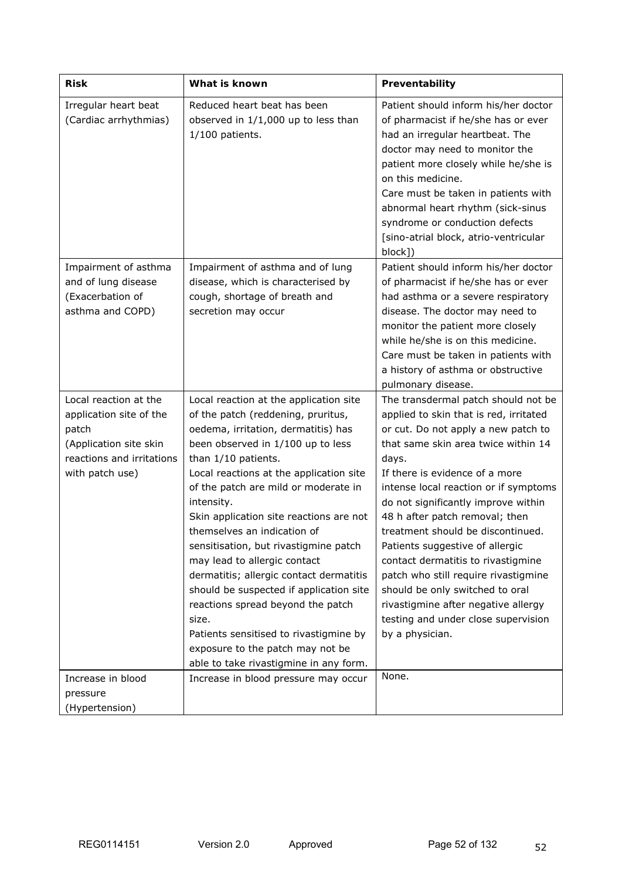| Risk | What is known | Preventability |
| --- | --- | --- |
| Irregular heart beat (Cardiac arrhythmias) | Reduced heart beat has been observed in 1/1,000 up to less than 1/100 patients. | Patient should inform his/her doctor of pharmacist if he/she has or ever had an irregular heartbeat. The doctor may need to monitor the patient more closely while he/she is on this medicine.<br>Care must be taken in patients with abnormal heart rhythm (sick-sinus syndrome or conduction defects [sino-atrial block, atrio-ventricular block]) |
| Impairment of asthma and of lung disease (Exacerbation of asthma and COPD) | Impairment of asthma and of lung disease, which is characterised by cough, shortage of breath and secretion may occur | Patient should inform his/her doctor of pharmacist if he/she has or ever had asthma or a severe respiratory disease. The doctor may need to monitor the patient more closely while he/she is on this medicine. Care must be taken in patients with a history of asthma or obstructive pulmonary disease. |
| Local reaction at the application site of the patch (Application site skin reactions and irritations with patch use) | Local reaction at the application site of the patch (reddening, pruritus, oedema, irritation, dermatitis) has been observed in 1/100 up to less than 1/10 patients.<br>Local reactions at the application site of the patch are mild or moderate in intensity.<br>Skin application site reactions are not themselves an indication of sensitisation, but rivastigmine patch may lead to allergic contact dermatitis; allergic contact dermatitis should be suspected if application site reactions spread beyond the patch size.<br>Patients sensitised to rivastigmine by exposure to the patch may not be able to take rivastigmine in any form. | The transdermal patch should not be applied to skin that is red, irritated or cut. Do not apply a new patch to that same skin area twice within 14 days.<br>If there is evidence of a more intense local reaction or if symptoms do not significantly improve within 48 h after patch removal; then treatment should be discontinued. Patients suggestive of allergic contact dermatitis to rivastigmine patch who still require rivastigmine should be only switched to oral rivastigmine after negative allergy testing and under close supervision by a physician. |
| Increase in blood pressure (Hypertension) | Increase in blood pressure may occur | None. |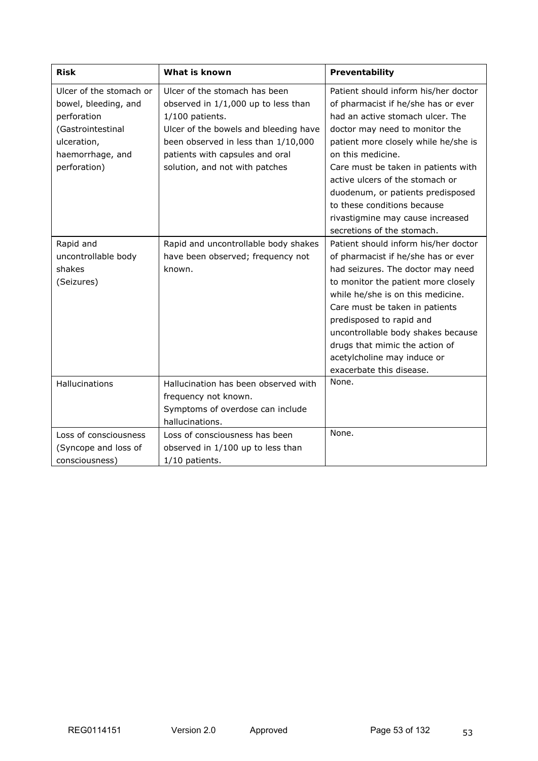| Risk | What is known | Preventability |
|---|---|---|
| Ulcer of the stomach or bowel, bleeding, and perforation (Gastrointestinal ulceration, haemorrhage, and perforation) | Ulcer of the stomach has been observed in 1/1,000 up to less than 1/100 patients. Ulcer of the bowels and bleeding have been observed in less than 1/10,000 patients with capsules and oral solution, and not with patches | Patient should inform his/her doctor of pharmacist if he/she has or ever had an active stomach ulcer. The doctor may need to monitor the patient more closely while he/she is on this medicine. Care must be taken in patients with active ulcers of the stomach or duodenum, or patients predisposed to these conditions because rivastigmine may cause increased secretions of the stomach. |
| Rapid and uncontrollable body shakes (Seizures) | Rapid and uncontrollable body shakes have been observed; frequency not known. | Patient should inform his/her doctor of pharmacist if he/she has or ever had seizures. The doctor may need to monitor the patient more closely while he/she is on this medicine. Care must be taken in patients predisposed to rapid and uncontrollable body shakes because drugs that mimic the action of acetylcholine may induce or exacerbate this disease. |
| Hallucinations | Hallucination has been observed with frequency not known. Symptoms of overdose can include hallucinations. | None. |
| Loss of consciousness (Syncope and loss of consciousness) | Loss of consciousness has been observed in 1/100 up to less than 1/10 patients. | None. |

REG0114151 Version 2.0 Approved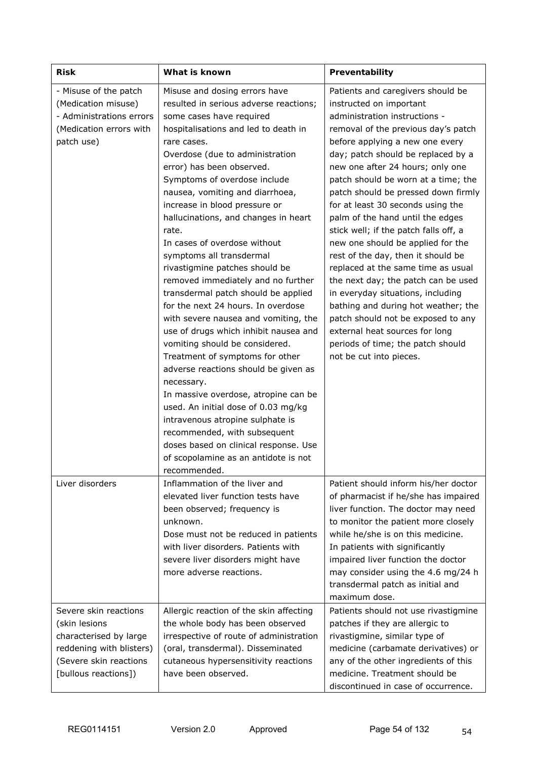| Risk | What is known | Preventability |
| --- | --- | --- |
| - Misuse of the patch (Medication misuse)<br>- Administrations errors (Medication errors with patch use) | Misuse and dosing errors have resulted in serious adverse reactions; some cases have required hospitalisations and led to death in rare cases.<br>Overdose (due to administration error) has been observed.<br>Symptoms of overdose include nausea, vomiting and diarrhoea, increase in blood pressure or hallucinations, and changes in heart rate.<br>In cases of overdose without symptoms all transdermal rivastigmine patches should be removed immediately and no further transdermal patch should be applied for the next 24 hours. In overdose with severe nausea and vomiting, the use of drugs which inhibit nausea and vomiting should be considered. Treatment of symptoms for other adverse reactions should be given as necessary.<br>In massive overdose, atropine can be used. An initial dose of 0.03 mg/kg intravenous atropine sulphate is recommended, with subsequent doses based on clinical response. Use of scopolamine as an antidote is not recommended. | Patients and caregivers should be instructed on important administration instructions - removal of the previous day's patch before applying a new one every day; patch should be replaced by a new one after 24 hours; only one patch should be worn at a time; the patch should be pressed down firmly for at least 30 seconds using the palm of the hand until the edges stick well; if the patch falls off, a new one should be applied for the rest of the day, then it should be replaced at the same time as usual the next day; the patch can be used in everyday situations, including bathing and during hot weather; the patch should not be exposed to any external heat sources for long periods of time; the patch should not be cut into pieces. |
| Liver disorders | Inflammation of the liver and elevated liver function tests have been observed; frequency is unknown.<br>Dose must not be reduced in patients with liver disorders. Patients with severe liver disorders might have more adverse reactions. | Patient should inform his/her doctor of pharmacist if he/she has impaired liver function. The doctor may need to monitor the patient more closely while he/she is on this medicine.<br>In patients with significantly impaired liver function the doctor may consider using the 4.6 mg/24 h transdermal patch as initial and maximum dose. |
| Severe skin reactions (skin lesions characterised by large reddening with blisters) (Severe skin reactions [bullous reactions]) | Allergic reaction of the skin affecting the whole body has been observed irrespective of route of administration (oral, transdermal). Disseminated cutaneous hypersensitivity reactions have been observed. | Patients should not use rivastigmine patches if they are allergic to rivastigmine, similar type of medicine (carbamate derivatives) or any of the other ingredients of this medicine. Treatment should be discontinued in case of occurrence. |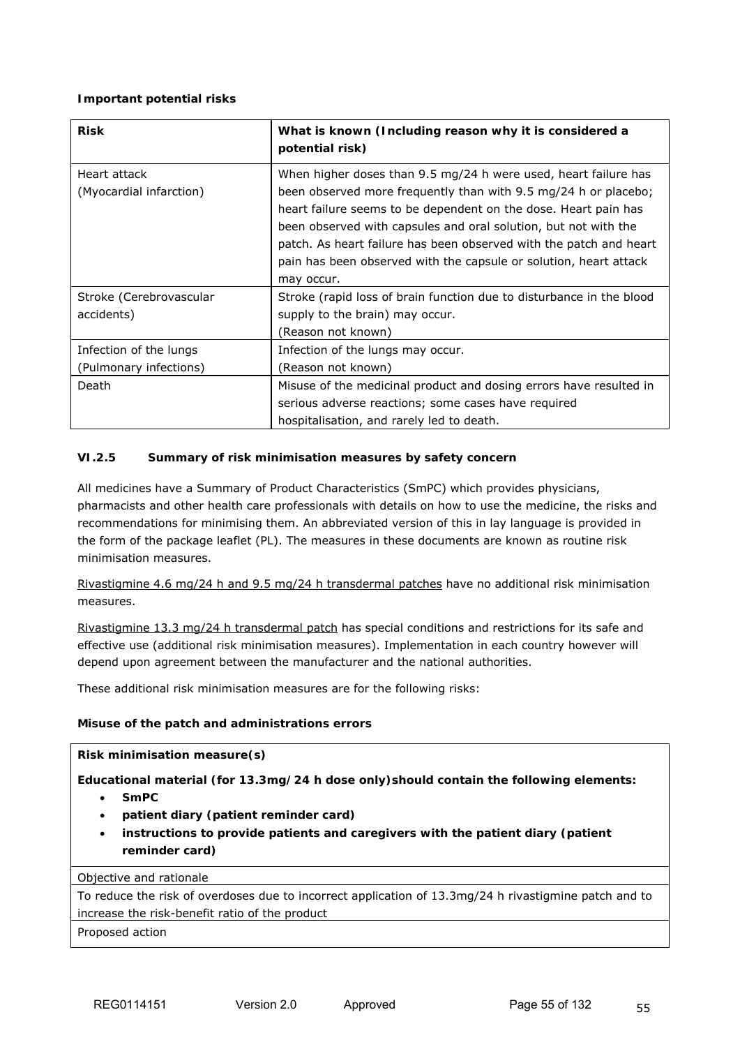**Important potential risks**

| Risk | What is known (Including reason why it is considered a potential risk) |
|---|---|
| Heart attack (Myocardial infarction) | When higher doses than 9.5 mg/24 h were used, heart failure has been observed more frequently than with 9.5 mg/24 h or placebo; heart failure seems to be dependent on the dose. Heart pain has been observed with capsules and oral solution, but not with the patch. As heart failure has been observed with the patch and heart pain has been observed with the capsule or solution, heart attack may occur. |
| Stroke (Cerebrovascular accidents) | Stroke (rapid loss of brain function due to disturbance in the blood supply to the brain) may occur. (Reason not known) |
| Infection of the lungs (Pulmonary infections) | Infection of the lungs may occur. (Reason not known) |
| Death | Misuse of the medicinal product and dosing errors have resulted in serious adverse reactions; some cases have required hospitalisation, and rarely led to death. |

### VI.2.5 Summary of risk minimisation measures by safety concern

All medicines have a Summary of Product Characteristics (SmPC) which provides physicians, pharmacists and other health care professionals with details on how to use the medicine, the risks and recommendations for minimising them. An abbreviated version of this in lay language is provided in the form of the package leaflet (PL). The measures in these documents are known as routine risk minimisation measures.

Rivastigmine 4.6 mg/24 h and 9.5 mg/24 h transdermal patches have no additional risk minimisation measures.

Rivastigmine 13.3 mg/24 h transdermal patch has special conditions and restrictions for its safe and effective use (additional risk minimisation measures). Implementation in each country however will depend upon agreement between the manufacturer and the national authorities.

These additional risk minimisation measures are for the following risks:

**Misuse of the patch and administrations errors**

| **Risk minimisation measure(s)** |
|---|
| **Educational material (for 13.3mg/24 h dose only)should contain the following elements:** <br>• **SmPC** <br>• **patient diary (patient reminder card)** <br>• **instructions to provide patients and caregivers with the patient diary (patient reminder card)** |
| Objective and rationale |
| To reduce the risk of overdoses due to incorrect application of 13.3mg/24 h rivastigmine patch and to increase the risk-benefit ratio of the product |
| Proposed action |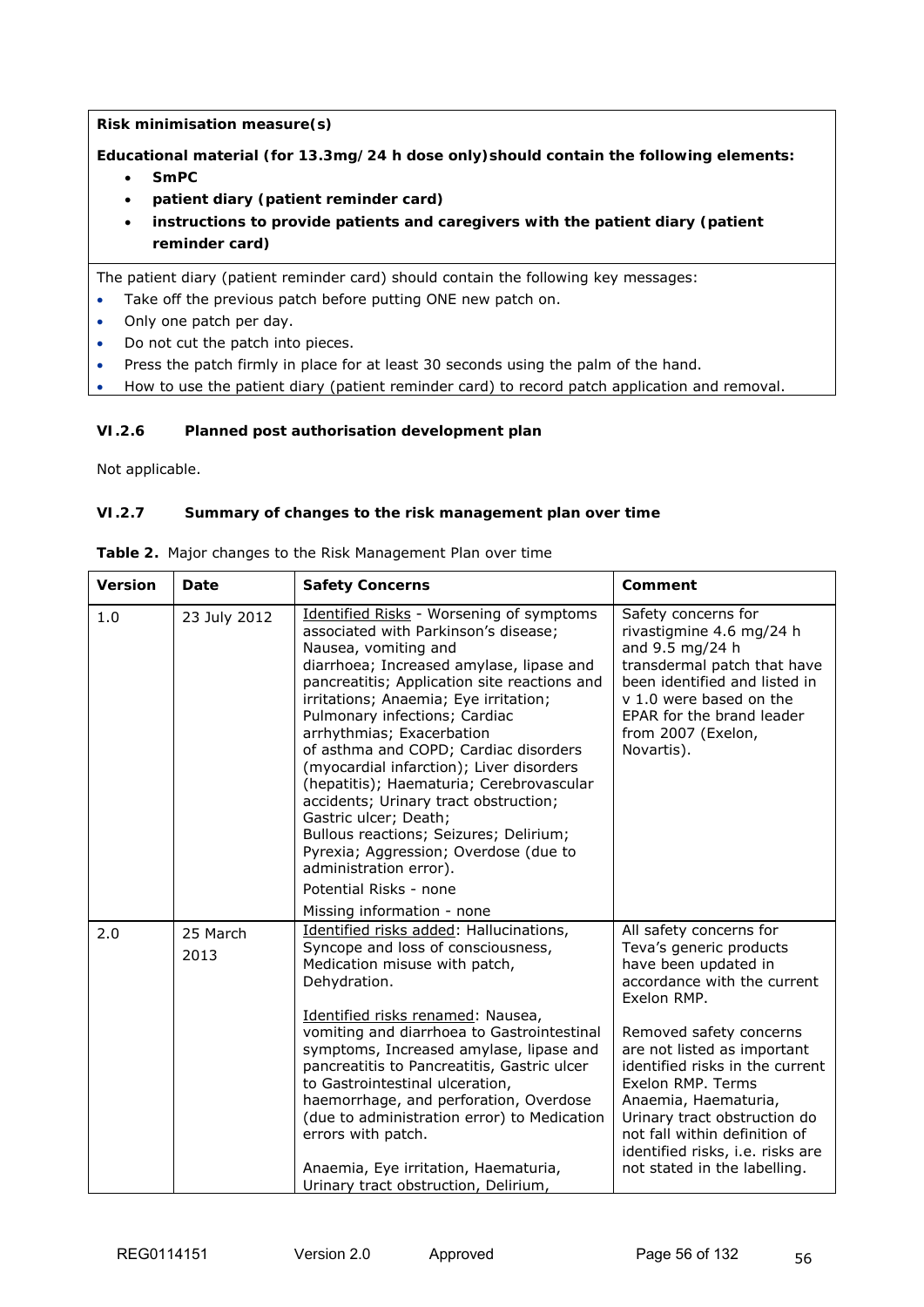**Risk minimisation measure(s)**

**Educational material (for 13.3mg/24 h dose only)should contain the following elements:**

- **SmPC**
- **patient diary (patient reminder card)**
- **instructions to provide patients and caregivers with the patient diary (patient reminder card)**

The patient diary (patient reminder card) should contain the following key messages:

- Take off the previous patch before putting ONE new patch on.
- Only one patch per day.
- Do not cut the patch into pieces.
- Press the patch firmly in place for at least 30 seconds using the palm of the hand.
- How to use the patient diary (patient reminder card) to record patch application and removal.

### VI.2.6 Planned post authorisation development plan

Not applicable.

### VI.2.7 Summary of changes to the risk management plan over time

**Table 2.** Major changes to the Risk Management Plan over time

| Version | Date | Safety Concerns | Comment |
|---|---|---|---|
| 1.0 | 23 July 2012 | Identified Risks - Worsening of symptoms associated with Parkinson's disease; Nausea, vomiting and diarrhoea; Increased amylase, lipase and pancreatitis; Application site reactions and irritations; Anaemia; Eye irritation; Pulmonary infections; Cardiac arrhythmias; Exacerbation of asthma and COPD; Cardiac disorders (myocardial infarction); Liver disorders (hepatitis); Haematuria; Cerebrovascular accidents; Urinary tract obstruction; Gastric ulcer; Death; Bullous reactions; Seizures; Delirium; Pyrexia; Aggression; Overdose (due to administration error).<br>Potential Risks - none<br>Missing information - none | Safety concerns for rivastigmine 4.6 mg/24 h and 9.5 mg/24 h transdermal patch that have been identified and listed in v 1.0 were based on the EPAR for the brand leader from 2007 (Exelon, Novartis). |
| 2.0 | 25 March 2013 | Identified risks added: Hallucinations, Syncope and loss of consciousness, Medication misuse with patch, Dehydration.<br><br>Identified risks renamed: Nausea, vomiting and diarrhoea to Gastrointestinal symptoms, Increased amylase, lipase and pancreatitis to Pancreatitis, Gastric ulcer to Gastrointestinal ulceration, haemorrhage, and perforation, Overdose (due to administration error) to Medication errors with patch.<br><br>Anaemia, Eye irritation, Haematuria, Urinary tract obstruction, Delirium, | All safety concerns for Teva's generic products have been updated in accordance with the current Exelon RMP.<br><br>Removed safety concerns are not listed as important identified risks in the current Exelon RMP. Terms Anaemia, Haematuria, Urinary tract obstruction do not fall within definition of identified risks, i.e. risks are not stated in the labelling. |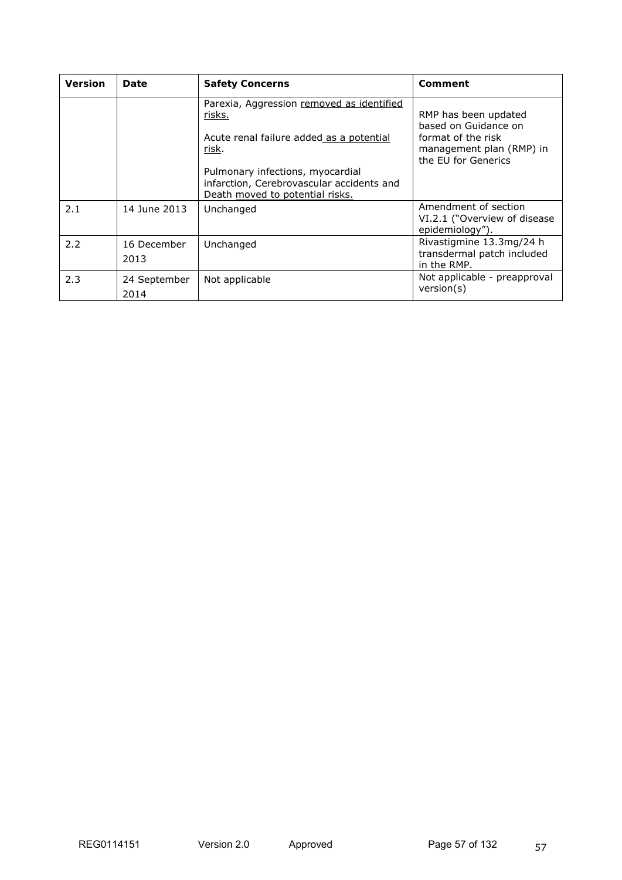| Version | Date | Safety Concerns | Comment |
|---|---|---|---|
| | | Parexia, Aggression removed as identified risks.<br><br>Acute renal failure added as a potential risk.<br><br>Pulmonary infections, myocardial infarction, Cerebrovascular accidents and Death moved to potential risks. | RMP has been updated based on Guidance on format of the risk management plan (RMP) in the EU for Generics |
| 2.1 | 14 June 2013 | Unchanged | Amendment of section VI.2.1 ("Overview of disease epidemiology"). |
| 2.2 | 16 December 2013 | Unchanged | Rivastigmine 13.3mg/24 h transdermal patch included in the RMP. |
| 2.3 | 24 September 2014 | Not applicable | Not applicable - preapproval version(s) |